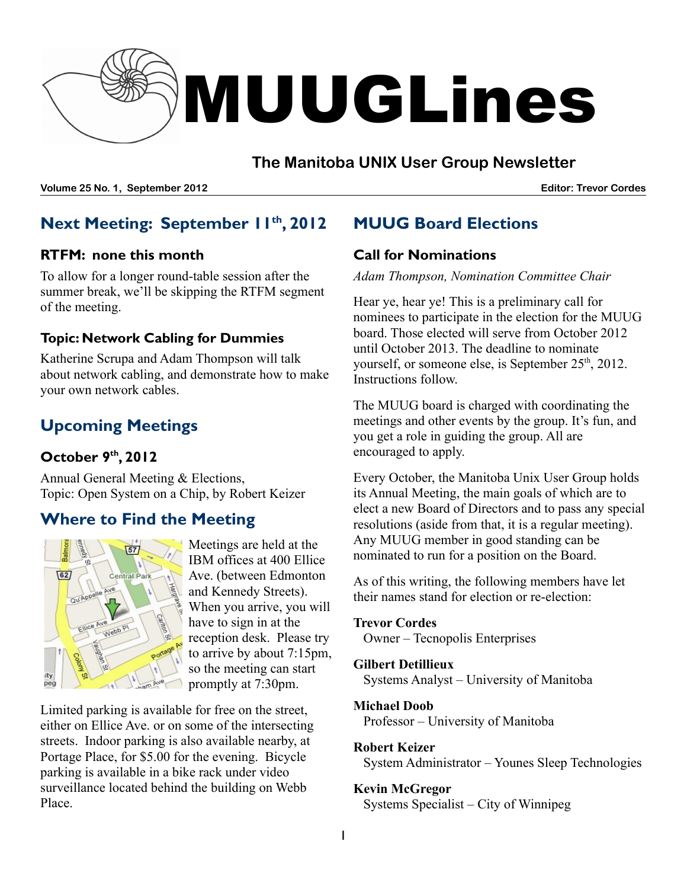# MUUGLines

## The Manitoba UNIX User Group Newsletter

**Volume 25 No. 1, September 2012** **Editor: Trevor Cordes**

## Next Meeting: September 11th, 2012

### RTFM: none this month

To allow for a longer round-table session after the summer break, we'll be skipping the RTFM segment of the meeting.

### Topic: Network Cabling for Dummies

Katherine Scrupa and Adam Thompson will talk about network cabling, and demonstrate how to make your own network cables.

## Upcoming Meetings

### October 9th, 2012

Annual General Meeting & Elections,
Topic: Open System on a Chip, by Robert Keizer

## Where to Find the Meeting

Meetings are held at the IBM offices at 400 Ellice Ave. (between Edmonton and Kennedy Streets). When you arrive, you will have to sign in at the reception desk. Please try to arrive by about 7:15pm, so the meeting can start promptly at 7:30pm.

Limited parking is available for free on the street, either on Ellice Ave. or on some of the intersecting streets. Indoor parking is also available nearby, at Portage Place, for $5.00 for the evening. Bicycle parking is available in a bike rack under video surveillance located behind the building on Webb Place.

## MUUG Board Elections

### Call for Nominations

*Adam Thompson, Nomination Committee Chair*

Hear ye, hear ye! This is a preliminary call for nominees to participate in the election for the MUUG board. Those elected will serve from October 2012 until October 2013. The deadline to nominate yourself, or someone else, is September 25th, 2012. Instructions follow.

The MUUG board is charged with coordinating the meetings and other events by the group. It's fun, and you get a role in guiding the group. All are encouraged to apply.

Every October, the Manitoba Unix User Group holds its Annual Meeting, the main goals of which are to elect a new Board of Directors and to pass any special resolutions (aside from that, it is a regular meeting). Any MUUG member in good standing can be nominated to run for a position on the Board.

As of this writing, the following members have let their names stand for election or re-election:

**Trevor Cordes**
Owner – Tecnopolis Enterprises

**Gilbert Detillieux**
Systems Analyst – University of Manitoba

**Michael Doob**
Professor – University of Manitoba

**Robert Keizer**
System Administrator – Younes Sleep Technologies

**Kevin McGregor**
Systems Specialist – City of Winnipeg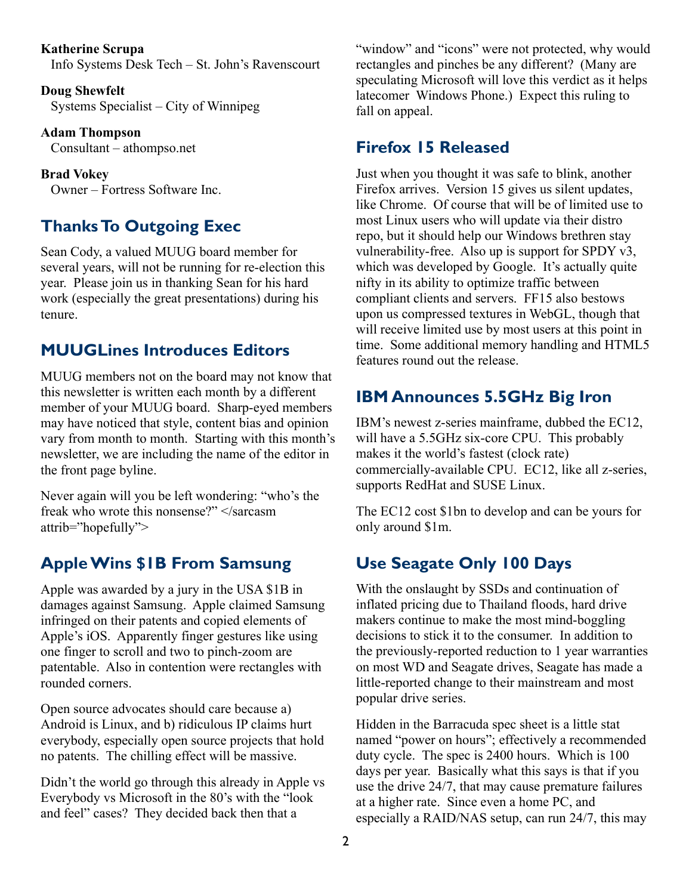**Katherine Scrupa**
Info Systems Desk Tech – St. John's Ravenscourt

**Doug Shewfelt**
Systems Specialist – City of Winnipeg

**Adam Thompson**
Consultant – athompso.net

**Brad Vokey**
Owner – Fortress Software Inc.

## Thanks To Outgoing Exec

Sean Cody, a valued MUUG board member for several years, will not be running for re-election this year. Please join us in thanking Sean for his hard work (especially the great presentations) during his tenure.

## MUUGLines Introduces Editors

MUUG members not on the board may not know that this newsletter is written each month by a different member of your MUUG board. Sharp-eyed members may have noticed that style, content bias and opinion vary from month to month. Starting with this month's newsletter, we are including the name of the editor in the front page byline.

Never again will you be left wondering: "who's the freak who wrote this nonsense?" </sarcasm attrib="hopefully">

## Apple Wins $1B From Samsung

Apple was awarded by a jury in the USA $1B in damages against Samsung. Apple claimed Samsung infringed on their patents and copied elements of Apple's iOS. Apparently finger gestures like using one finger to scroll and two to pinch-zoom are patentable. Also in contention were rectangles with rounded corners.

Open source advocates should care because a) Android is Linux, and b) ridiculous IP claims hurt everybody, especially open source projects that hold no patents. The chilling effect will be massive.

Didn't the world go through this already in Apple vs Everybody vs Microsoft in the 80's with the "look and feel" cases? They decided back then that a "window" and "icons" were not protected, why would rectangles and pinches be any different? (Many are speculating Microsoft will love this verdict as it helps latecomer Windows Phone.) Expect this ruling to fall on appeal.

## Firefox 15 Released

Just when you thought it was safe to blink, another Firefox arrives. Version 15 gives us silent updates, like Chrome. Of course that will be of limited use to most Linux users who will update via their distro repo, but it should help our Windows brethren stay vulnerability-free. Also up is support for SPDY v3, which was developed by Google. It's actually quite nifty in its ability to optimize traffic between compliant clients and servers. FF15 also bestows upon us compressed textures in WebGL, though that will receive limited use by most users at this point in time. Some additional memory handling and HTML5 features round out the release.

## IBM Announces 5.5GHz Big Iron

IBM's newest z-series mainframe, dubbed the EC12, will have a 5.5GHz six-core CPU. This probably makes it the world's fastest (clock rate) commercially-available CPU. EC12, like all z-series, supports RedHat and SUSE Linux.

The EC12 cost $1bn to develop and can be yours for only around $1m.

## Use Seagate Only 100 Days

With the onslaught by SSDs and continuation of inflated pricing due to Thailand floods, hard drive makers continue to make the most mind-boggling decisions to stick it to the consumer. In addition to the previously-reported reduction to 1 year warranties on most WD and Seagate drives, Seagate has made a little-reported change to their mainstream and most popular drive series.

Hidden in the Barracuda spec sheet is a little stat named "power on hours"; effectively a recommended duty cycle. The spec is 2400 hours. Which is 100 days per year. Basically what this says is that if you use the drive 24/7, that may cause premature failures at a higher rate. Since even a home PC, and especially a RAID/NAS setup, can run 24/7, this may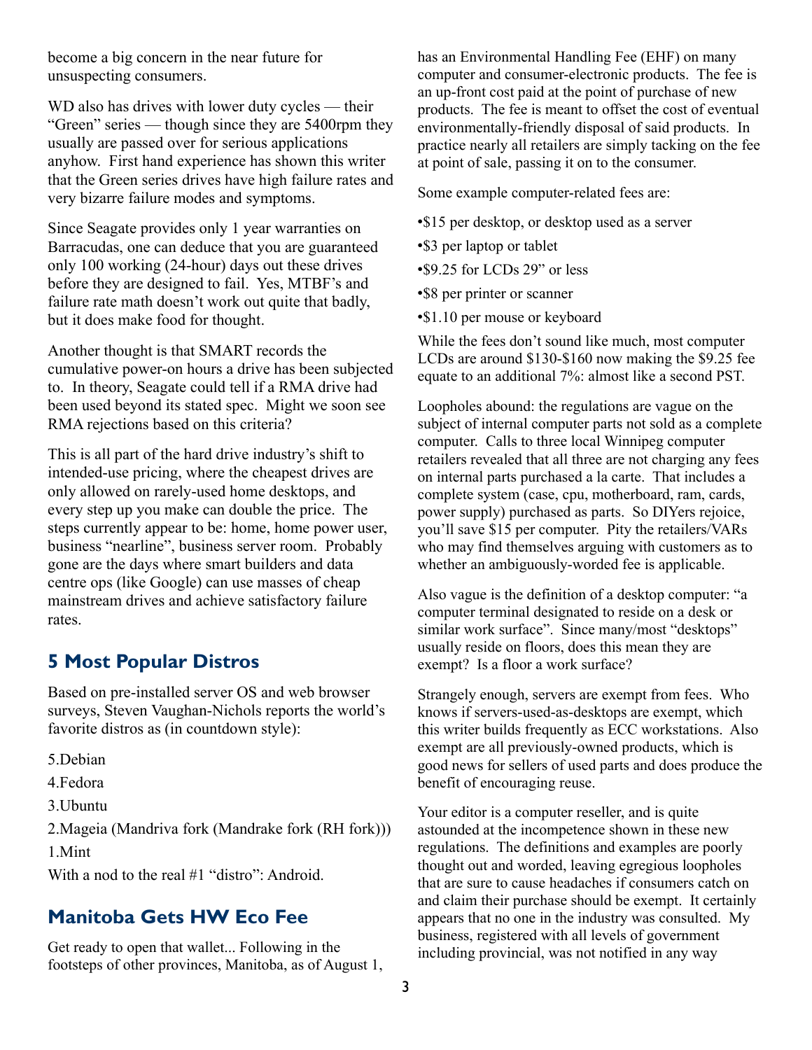become a big concern in the near future for unsuspecting consumers.

WD also has drives with lower duty cycles — their “Green” series — though since they are 5400rpm they usually are passed over for serious applications anyhow. First hand experience has shown this writer that the Green series drives have high failure rates and very bizarre failure modes and symptoms.

Since Seagate provides only 1 year warranties on Barracudas, one can deduce that you are guaranteed only 100 working (24-hour) days out these drives before they are designed to fail. Yes, MTBF’s and failure rate math doesn’t work out quite that badly, but it does make food for thought.

Another thought is that SMART records the cumulative power-on hours a drive has been subjected to. In theory, Seagate could tell if a RMA drive had been used beyond its stated spec. Might we soon see RMA rejections based on this criteria?

This is all part of the hard drive industry’s shift to intended-use pricing, where the cheapest drives are only allowed on rarely-used home desktops, and every step up you make can double the price. The steps currently appear to be: home, home power user, business “nearline”, business server room. Probably gone are the days where smart builders and data centre ops (like Google) can use masses of cheap mainstream drives and achieve satisfactory failure rates.

## 5 Most Popular Distros

Based on pre-installed server OS and web browser surveys, Steven Vaughan-Nichols reports the world’s favorite distros as (in countdown style):

5.Debian

4.Fedora

3.Ubuntu

2.Mageia (Mandriva fork (Mandrake fork (RH fork)))

1.Mint

With a nod to the real #1 “distro”: Android.

## Manitoba Gets HW Eco Fee

Get ready to open that wallet... Following in the footsteps of other provinces, Manitoba, as of August 1, has an Environmental Handling Fee (EHF) on many computer and consumer-electronic products. The fee is an up-front cost paid at the point of purchase of new products. The fee is meant to offset the cost of eventual environmentally-friendly disposal of said products. In practice nearly all retailers are simply tacking on the fee at point of sale, passing it on to the consumer.

Some example computer-related fees are:

•$15 per desktop, or desktop used as a server

•$3 per laptop or tablet

•$9.25 for LCDs 29” or less

•$8 per printer or scanner

•$1.10 per mouse or keyboard

While the fees don’t sound like much, most computer LCDs are around $130-$160 now making the $9.25 fee equate to an additional 7%: almost like a second PST.

Loopholes abound: the regulations are vague on the subject of internal computer parts not sold as a complete computer. Calls to three local Winnipeg computer retailers revealed that all three are not charging any fees on internal parts purchased a la carte. That includes a complete system (case, cpu, motherboard, ram, cards, power supply) purchased as parts. So DIYers rejoice, you’ll save $15 per computer. Pity the retailers/VARs who may find themselves arguing with customers as to whether an ambiguously-worded fee is applicable.

Also vague is the definition of a desktop computer: “a computer terminal designated to reside on a desk or similar work surface”. Since many/most “desktops” usually reside on floors, does this mean they are exempt? Is a floor a work surface?

Strangely enough, servers are exempt from fees. Who knows if servers-used-as-desktops are exempt, which this writer builds frequently as ECC workstations. Also exempt are all previously-owned products, which is good news for sellers of used parts and does produce the benefit of encouraging reuse.

Your editor is a computer reseller, and is quite astounded at the incompetence shown in these new regulations. The definitions and examples are poorly thought out and worded, leaving egregious loopholes that are sure to cause headaches if consumers catch on and claim their purchase should be exempt. It certainly appears that no one in the industry was consulted. My business, registered with all levels of government including provincial, was not notified in any way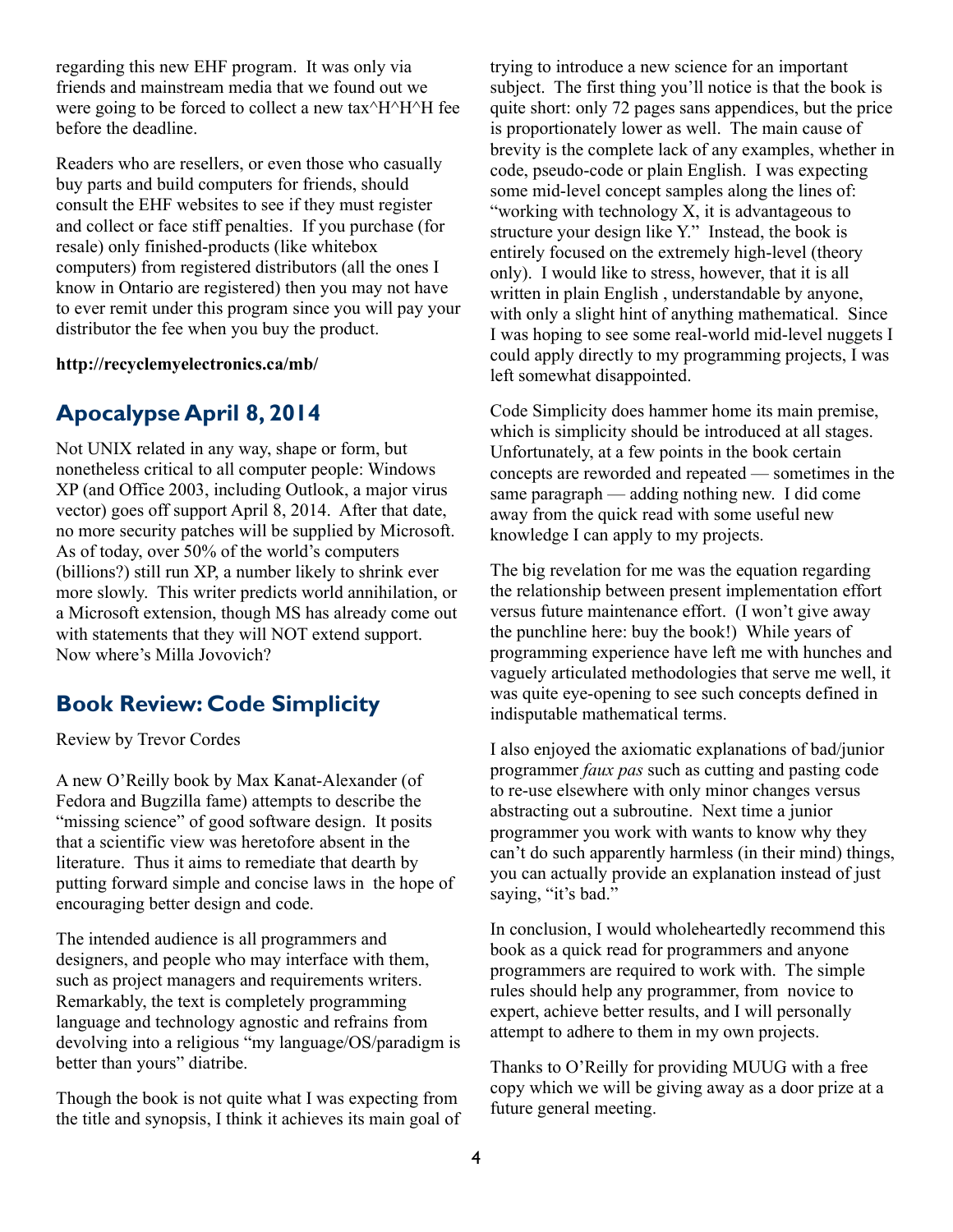regarding this new EHF program. It was only via friends and mainstream media that we found out we were going to be forced to collect a new tax^H^H^H fee before the deadline.

Readers who are resellers, or even those who casually buy parts and build computers for friends, should consult the EHF websites to see if they must register and collect or face stiff penalties. If you purchase (for resale) only finished-products (like whitebox computers) from registered distributors (all the ones I know in Ontario are registered) then you may not have to ever remit under this program since you will pay your distributor the fee when you buy the product.

**http://recyclemyelectronics.ca/mb/**

## Apocalypse April 8, 2014

Not UNIX related in any way, shape or form, but nonetheless critical to all computer people: Windows XP (and Office 2003, including Outlook, a major virus vector) goes off support April 8, 2014. After that date, no more security patches will be supplied by Microsoft. As of today, over 50% of the world's computers (billions?) still run XP, a number likely to shrink ever more slowly. This writer predicts world annihilation, or a Microsoft extension, though MS has already come out with statements that they will NOT extend support. Now where's Milla Jovovich?

## Book Review: Code Simplicity

Review by Trevor Cordes

A new O'Reilly book by Max Kanat-Alexander (of Fedora and Bugzilla fame) attempts to describe the "missing science" of good software design. It posits that a scientific view was heretofore absent in the literature. Thus it aims to remediate that dearth by putting forward simple and concise laws in the hope of encouraging better design and code.

The intended audience is all programmers and designers, and people who may interface with them, such as project managers and requirements writers. Remarkably, the text is completely programming language and technology agnostic and refrains from devolving into a religious "my language/OS/paradigm is better than yours" diatribe.

Though the book is not quite what I was expecting from the title and synopsis, I think it achieves its main goal of trying to introduce a new science for an important subject. The first thing you'll notice is that the book is quite short: only 72 pages sans appendices, but the price is proportionately lower as well. The main cause of brevity is the complete lack of any examples, whether in code, pseudo-code or plain English. I was expecting some mid-level concept samples along the lines of: "working with technology X, it is advantageous to structure your design like Y." Instead, the book is entirely focused on the extremely high-level (theory only). I would like to stress, however, that it is all written in plain English , understandable by anyone, with only a slight hint of anything mathematical. Since I was hoping to see some real-world mid-level nuggets I could apply directly to my programming projects, I was left somewhat disappointed.

Code Simplicity does hammer home its main premise, which is simplicity should be introduced at all stages. Unfortunately, at a few points in the book certain concepts are reworded and repeated — sometimes in the same paragraph — adding nothing new. I did come away from the quick read with some useful new knowledge I can apply to my projects.

The big revelation for me was the equation regarding the relationship between present implementation effort versus future maintenance effort. (I won't give away the punchline here: buy the book!) While years of programming experience have left me with hunches and vaguely articulated methodologies that serve me well, it was quite eye-opening to see such concepts defined in indisputable mathematical terms.

I also enjoyed the axiomatic explanations of bad/junior programmer *faux pas* such as cutting and pasting code to re-use elsewhere with only minor changes versus abstracting out a subroutine. Next time a junior programmer you work with wants to know why they can't do such apparently harmless (in their mind) things, you can actually provide an explanation instead of just saying, "it's bad."

In conclusion, I would wholeheartedly recommend this book as a quick read for programmers and anyone programmers are required to work with. The simple rules should help any programmer, from novice to expert, achieve better results, and I will personally attempt to adhere to them in my own projects.

Thanks to O'Reilly for providing MUUG with a free copy which we will be giving away as a door prize at a future general meeting.